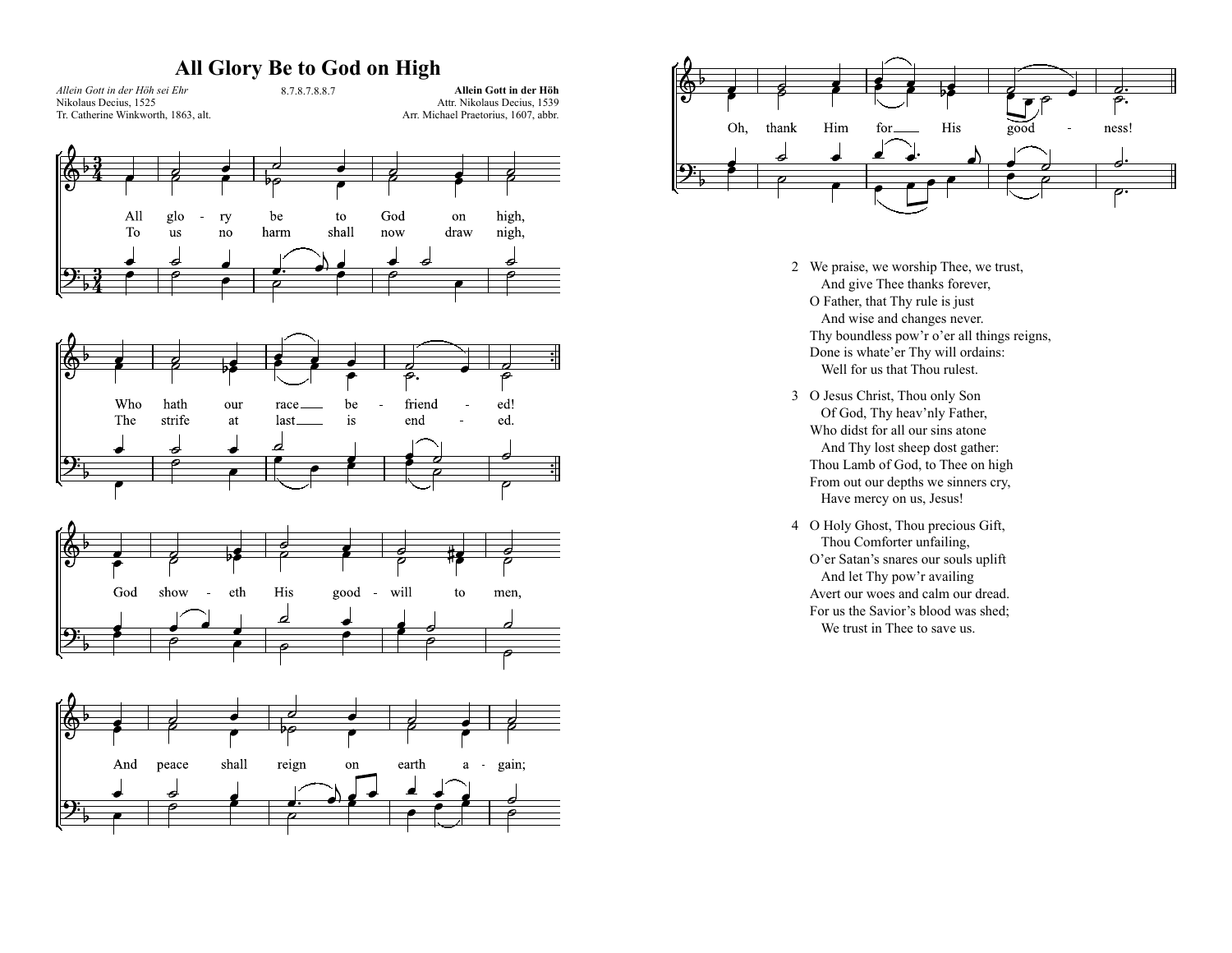# All Glory Be to God on High

*Allein Gott in der Höh sei Ehr*
Nikolaus Decius, 1525
Tr. Catherine Winkworth, 1863, alt.

8.7.8.7.8.8.7

**Allein Gott in der Höh**
Attr. Nikolaus Decius, 1539
Arr. Michael Praetorius, 1607, abbr.

All glory be to God on high,
Who hath our race befriended!
To us no harm shall now draw nigh,
The strife at last is ended.
God showeth His goodwill to men,
And peace shall reign on earth again;
Oh, thank Him for His goodness!

2 We praise, we worship Thee, we trust,
And give Thee thanks forever,
O Father, that Thy rule is just
And wise and changes never.
Thy boundless pow'r o'er all things reigns,
Done is whate'er Thy will ordains:
Well for us that Thou rulest.

3 O Jesus Christ, Thou only Son
Of God, Thy heav'nly Father,
Who didst for all our sins atone
And Thy lost sheep dost gather:
Thou Lamb of God, to Thee on high
From out our depths we sinners cry,
Have mercy on us, Jesus!

4 O Holy Ghost, Thou precious Gift,
Thou Comforter unfailing,
O'er Satan's snares our souls uplift
And let Thy pow'r availing
Avert our woes and calm our dread.
For us the Savior's blood was shed;
We trust in Thee to save us.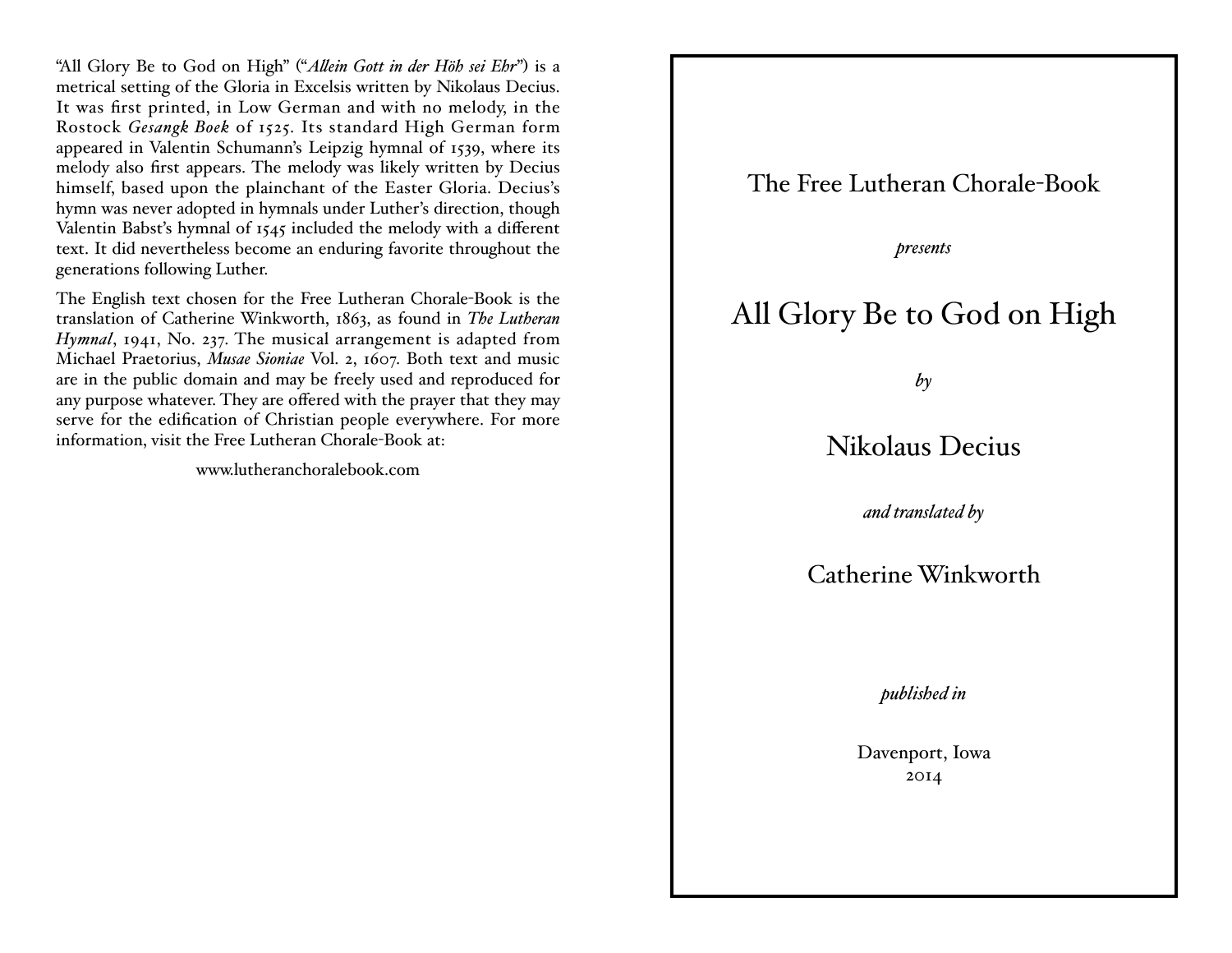"All Glory Be to God on High" ("*Allein Gott in der Höh sei Ehr*") is a metrical setting of the Gloria in Excelsis written by Nikolaus Decius. It was first printed, in Low German and with no melody, in the Rostock *Gesangk Boek* of 1525. Its standard High German form appeared in Valentin Schumann's Leipzig hymnal of 1539, where its melody also first appears. The melody was likely written by Decius himself, based upon the plainchant of the Easter Gloria. Decius's hymn was never adopted in hymnals under Luther's direction, though Valentin Babst's hymnal of 1545 included the melody with a different text. It did nevertheless become an enduring favorite throughout the generations following Luther.

The English text chosen for the Free Lutheran Chorale-Book is the translation of Catherine Winkworth, 1863, as found in *The Lutheran Hymnal*, 1941, No. 237. The musical arrangement is adapted from Michael Praetorius, *Musae Sioniae* Vol. 2, 1607. Both text and music are in the public domain and may be freely used and reproduced for any purpose whatever. They are offered with the prayer that they may serve for the edification of Christian people everywhere. For more information, visit the Free Lutheran Chorale-Book at:

www.lutheranchoralebook.com

The Free Lutheran Chorale-Book

*presents*

# All Glory Be to God on High

*by*

## Nikolaus Decius

*and translated by*

## Catherine Winkworth

*published in*

Davenport, Iowa
2014